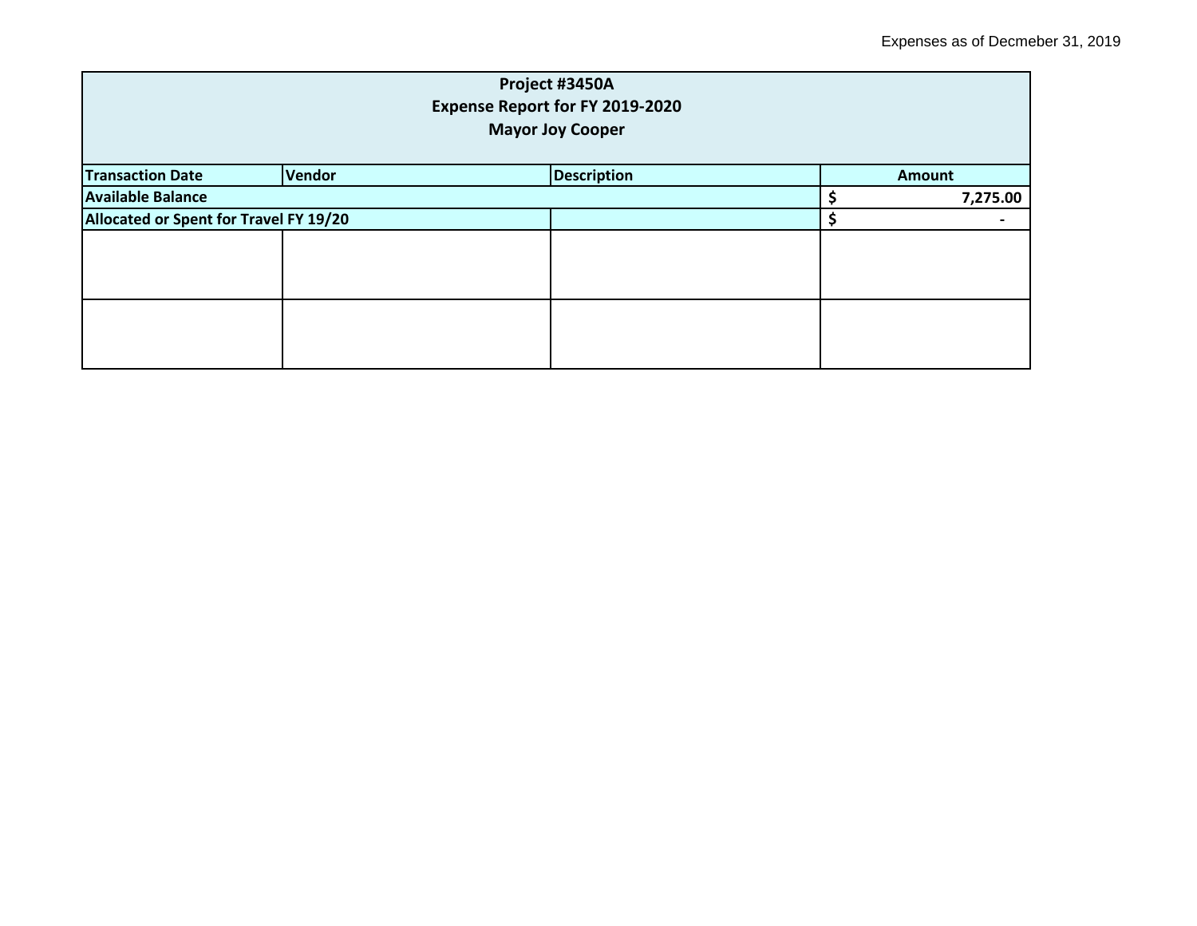Expenses as of Decmeber 31, 2019

| Project #3450A<br>Expense Report for FY 2019-2020<br>Mayor Joy Cooper | | | |
|---|---|---|---|
| **Transaction Date** | **Vendor** | **Description** | **Amount** |
| **Available Balance** | | | **$ 7,275.00** |
| **Allocated or Spent for Travel FY 19/20** | | | **$ -** |
| | | | |
| | | | |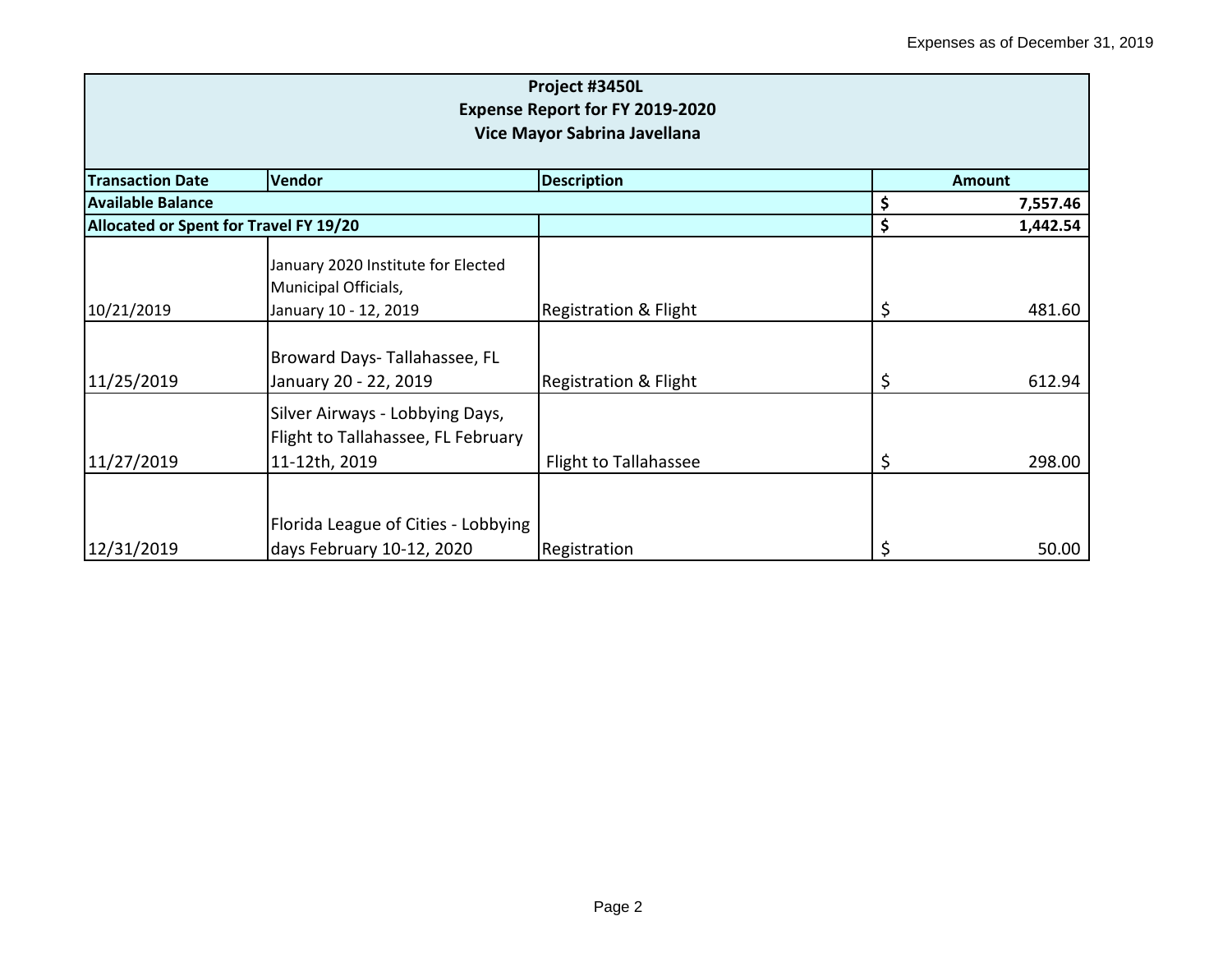Expenses as of December 31, 2019

| **Project #3450L<br>Expense Report for FY 2019-2020<br>Vice Mayor Sabrina Javellana** | | | |
|---|---|---|---|
| **Transaction Date** | **Vendor** | **Description** | **Amount** |
| **Available Balance** | | | **$ 7,557.46** |
| **Allocated or Spent for Travel FY 19/20** | | | **$ 1,442.54** |
| 10/21/2019 | January 2020 Institute for Elected Municipal Officials, January 10 - 12, 2019 | Registration & Flight | $ 481.60 |
| 11/25/2019 | Broward Days- Tallahassee, FL January 20 - 22, 2019 | Registration & Flight | $ 612.94 |
| 11/27/2019 | Silver Airways - Lobbying Days, Flight to Tallahassee, FL February 11-12th, 2019 | Flight to Tallahassee | $ 298.00 |
| 12/31/2019 | Florida League of Cities - Lobbying days February 10-12, 2020 | Registration | $ 50.00 |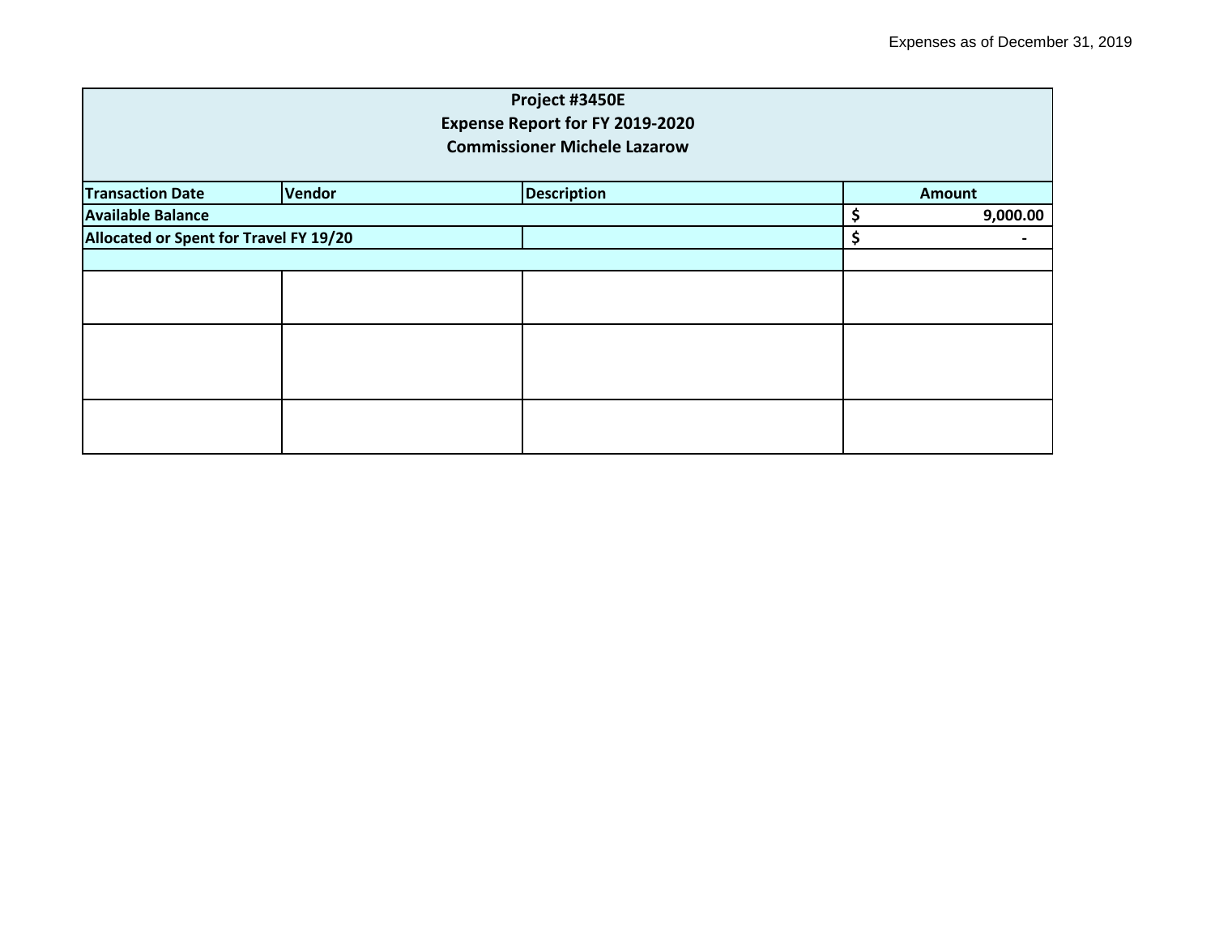Expenses as of December 31, 2019

| Project #3450E<br>Expense Report for FY 2019-2020<br>Commissioner Michele Lazarow | | | |
|---|---|---|---|
| **Transaction Date** | **Vendor** | **Description** | **Amount** |
| **Available Balance** | | | **$ 9,000.00** |
| **Allocated or Spent for Travel FY 19/20** | | | **$ -** |
| | | | |
| | | | |
| | | | |
| | | | |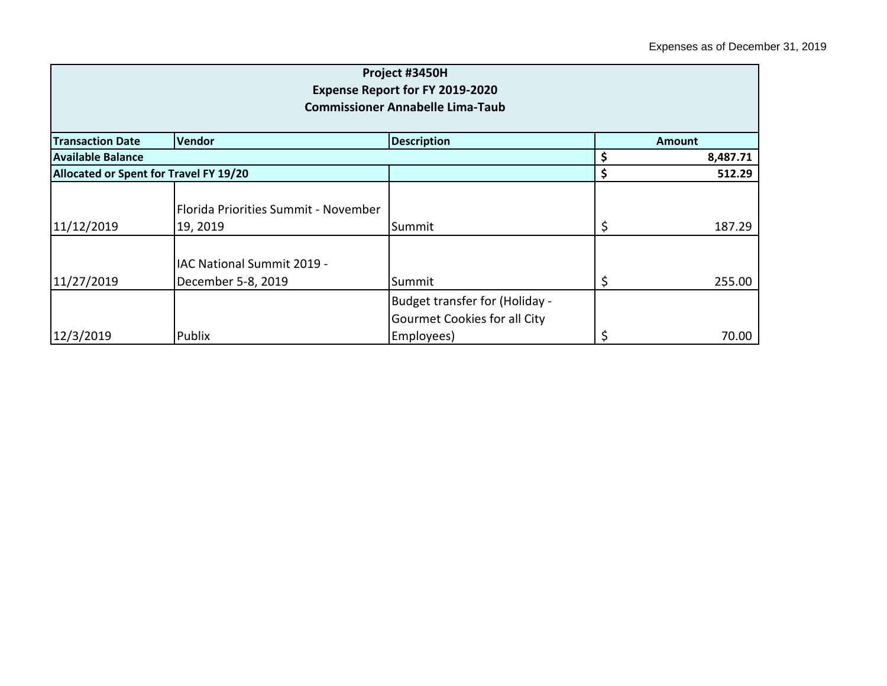Expenses as of December 31, 2019

| Project #3450H<br>Expense Report for FY 2019-2020<br>Commissioner Annabelle Lima-Taub | | | |
|---|---|---|---|
| **Transaction Date** | **Vendor** | **Description** | **Amount** |
| **Available Balance** | | | **$ 8,487.71** |
| **Allocated or Spent for Travel FY 19/20** | | | **$ 512.29** |
| 11/12/2019 | Florida Priorities Summit - November 19, 2019 | Summit | $ 187.29 |
| 11/27/2019 | IAC National Summit 2019 - December 5-8, 2019 | Summit | $ 255.00 |
| 12/3/2019 | Publix | Budget transfer for (Holiday - Gourmet Cookies for all City Employees) | $ 70.00 |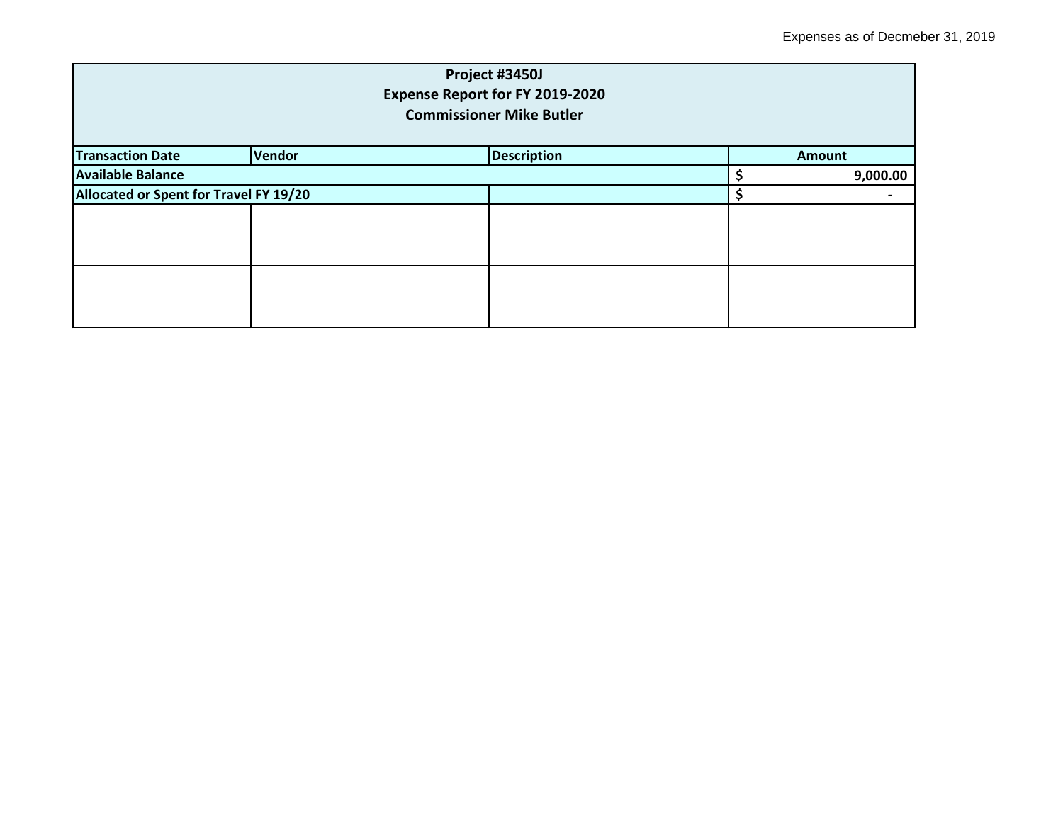Expenses as of Decmeber 31, 2019

| Project #3450J<br>Expense Report for FY 2019-2020<br>Commissioner Mike Butler | | | |
|---|---|---|---|
| **Transaction Date** | **Vendor** | **Description** | **Amount** |
| **Available Balance** | | | **$ 9,000.00** |
| **Allocated or Spent for Travel FY 19/20** | | | **$ -** |
| | | | |
| | | | |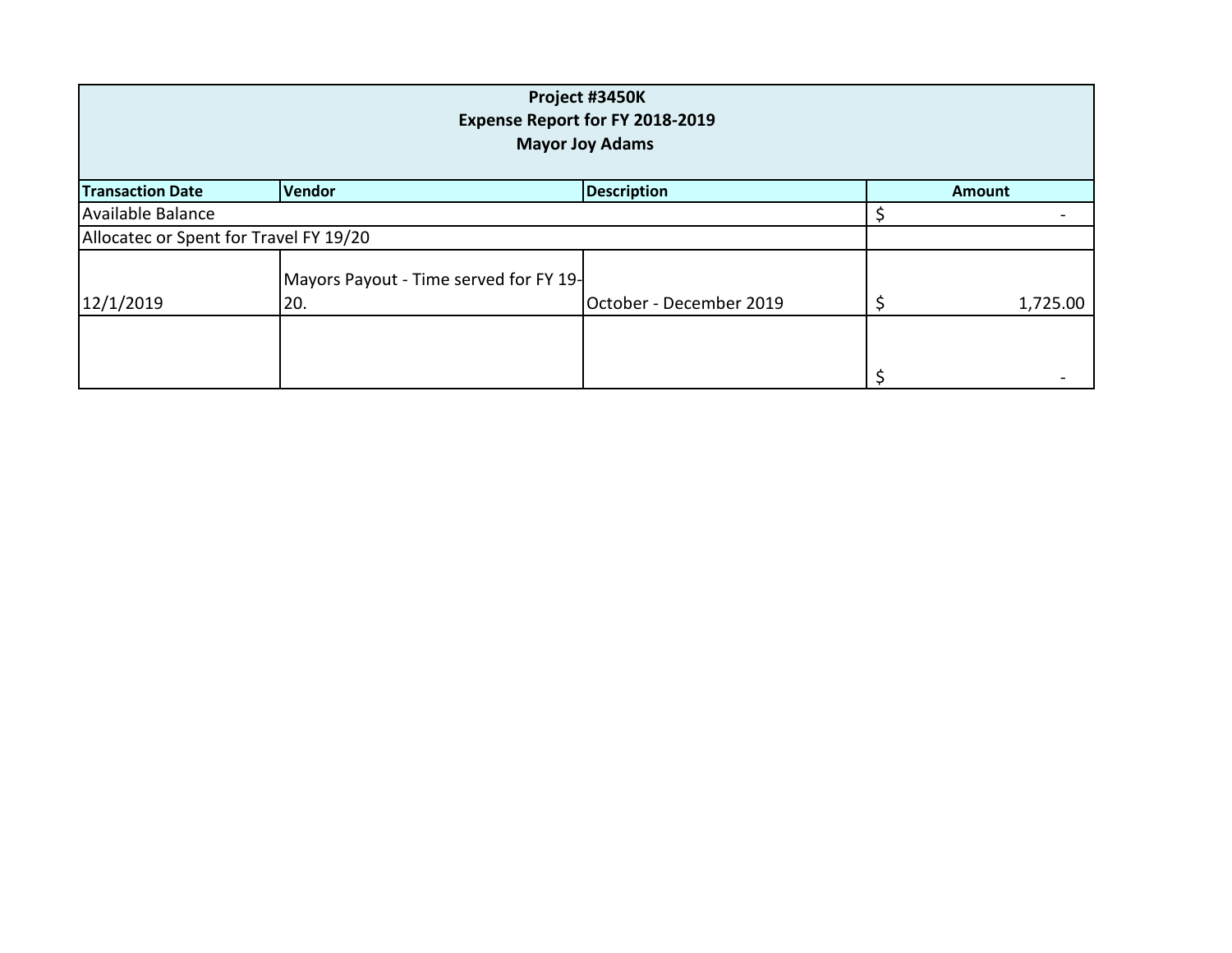**Project #3450K**
**Expense Report for FY 2018-2019**
**Mayor Joy Adams**

| Transaction Date | Vendor | Description | Amount |
|---|---|---|---|
| Available Balance | | | $ - |
| Allocatec or Spent for Travel FY 19/20 | | | |
| 12/1/2019 | Mayors Payout - Time served for FY 19-20. | October - December 2019 | $ 1,725.00 |
| | | | $ - |